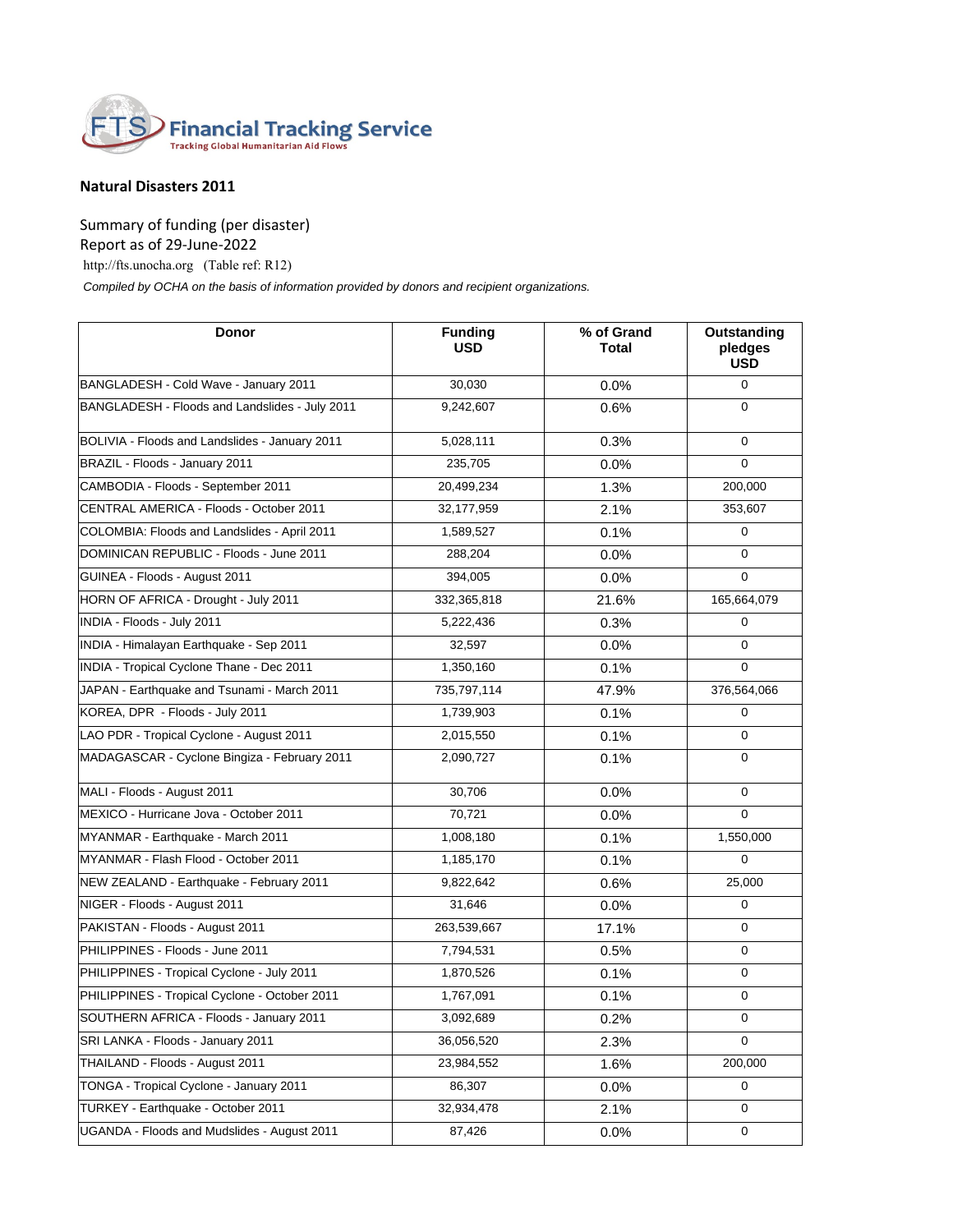FTS Financial Tracking Service
Tracking Global Humanitarian Aid Flows

## Natural Disasters 2011

Summary of funding (per disaster)
Report as of 29-June-2022
http://fts.unocha.org (Table ref: R12)

*Compiled by OCHA on the basis of information provided by donors and recipient organizations.*

| Donor | Funding USD | % of Grand Total | Outstanding pledges USD |
|---|---|---|---|
| BANGLADESH - Cold Wave - January 2011 | 30,030 | 0.0% | 0 |
| BANGLADESH - Floods and Landslides - July 2011 | 9,242,607 | 0.6% | 0 |
| BOLIVIA - Floods and Landslides - January 2011 | 5,028,111 | 0.3% | 0 |
| BRAZIL - Floods - January 2011 | 235,705 | 0.0% | 0 |
| CAMBODIA - Floods - September 2011 | 20,499,234 | 1.3% | 200,000 |
| CENTRAL AMERICA - Floods - October 2011 | 32,177,959 | 2.1% | 353,607 |
| COLOMBIA: Floods and Landslides - April 2011 | 1,589,527 | 0.1% | 0 |
| DOMINICAN REPUBLIC - Floods - June 2011 | 288,204 | 0.0% | 0 |
| GUINEA - Floods - August 2011 | 394,005 | 0.0% | 0 |
| HORN OF AFRICA - Drought - July 2011 | 332,365,818 | 21.6% | 165,664,079 |
| INDIA - Floods - July 2011 | 5,222,436 | 0.3% | 0 |
| INDIA - Himalayan Earthquake - Sep 2011 | 32,597 | 0.0% | 0 |
| INDIA - Tropical Cyclone Thane - Dec 2011 | 1,350,160 | 0.1% | 0 |
| JAPAN - Earthquake and Tsunami - March 2011 | 735,797,114 | 47.9% | 376,564,066 |
| KOREA, DPR - Floods - July 2011 | 1,739,903 | 0.1% | 0 |
| LAO PDR - Tropical Cyclone - August 2011 | 2,015,550 | 0.1% | 0 |
| MADAGASCAR - Cyclone Bingiza - February 2011 | 2,090,727 | 0.1% | 0 |
| MALI - Floods - August 2011 | 30,706 | 0.0% | 0 |
| MEXICO - Hurricane Jova - October 2011 | 70,721 | 0.0% | 0 |
| MYANMAR - Earthquake - March 2011 | 1,008,180 | 0.1% | 1,550,000 |
| MYANMAR - Flash Flood - October 2011 | 1,185,170 | 0.1% | 0 |
| NEW ZEALAND - Earthquake - February 2011 | 9,822,642 | 0.6% | 25,000 |
| NIGER - Floods - August 2011 | 31,646 | 0.0% | 0 |
| PAKISTAN - Floods - August 2011 | 263,539,667 | 17.1% | 0 |
| PHILIPPINES - Floods - June 2011 | 7,794,531 | 0.5% | 0 |
| PHILIPPINES - Tropical Cyclone - July 2011 | 1,870,526 | 0.1% | 0 |
| PHILIPPINES - Tropical Cyclone - October 2011 | 1,767,091 | 0.1% | 0 |
| SOUTHERN AFRICA - Floods - January 2011 | 3,092,689 | 0.2% | 0 |
| SRI LANKA - Floods - January 2011 | 36,056,520 | 2.3% | 0 |
| THAILAND - Floods - August 2011 | 23,984,552 | 1.6% | 200,000 |
| TONGA - Tropical Cyclone - January 2011 | 86,307 | 0.0% | 0 |
| TURKEY - Earthquake - October 2011 | 32,934,478 | 2.1% | 0 |
| UGANDA - Floods and Mudslides - August 2011 | 87,426 | 0.0% | 0 |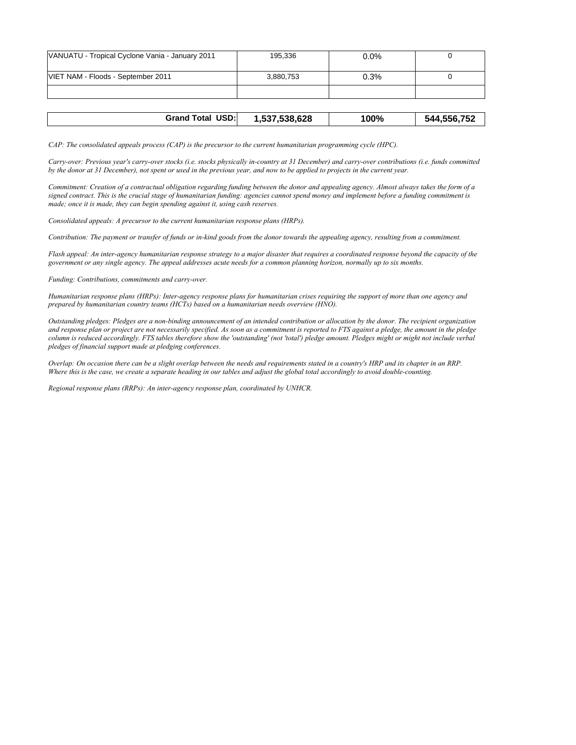| | | | |
|---|---|---|---|
| VANUATU - Tropical Cyclone Vania - January 2011 | 195,336 | 0.0% | 0 |
| VIET NAM - Floods - September 2011 | 3,880,753 | 0.3% | 0 |
| | | | |
| **Grand Total USD:** | **1,537,538,628** | **100%** | **544,556,752** |

*CAP: The consolidated appeals process (CAP) is the precursor to the current humanitarian programming cycle (HPC).*

*Carry-over: Previous year's carry-over stocks (i.e. stocks physically in-country at 31 December) and carry-over contributions (i.e. funds committed by the donor at 31 December), not spent or used in the previous year, and now to be applied to projects in the current year.*

*Commitment: Creation of a contractual obligation regarding funding between the donor and appealing agency. Almost always takes the form of a signed contract. This is the crucial stage of humanitarian funding: agencies cannot spend money and implement before a funding commitment is made; once it is made, they can begin spending against it, using cash reserves.*

*Consolidated appeals: A precursor to the current humanitarian response plans (HRPs).*

*Contribution: The payment or transfer of funds or in-kind goods from the donor towards the appealing agency, resulting from a commitment.*

*Flash appeal: An inter-agency humanitarian response strategy to a major disaster that requires a coordinated response beyond the capacity of the government or any single agency. The appeal addresses acute needs for a common planning horizon, normally up to six months.*

*Funding: Contributions, commitments and carry-over.*

*Humanitarian response plans (HRPs): Inter-agency response plans for humanitarian crises requiring the support of more than one agency and prepared by humanitarian country teams (HCTs) based on a humanitarian needs overview (HNO).*

*Outstanding pledges: Pledges are a non-binding announcement of an intended contribution or allocation by the donor. The recipient organization and response plan or project are not necessarily specified. As soon as a commitment is reported to FTS against a pledge, the amount in the pledge column is reduced accordingly. FTS tables therefore show the 'outstanding' (not 'total') pledge amount. Pledges might or might not include verbal pledges of financial support made at pledging conferences.*

*Overlap: On occasion there can be a slight overlap between the needs and requirements stated in a country's HRP and its chapter in an RRP. Where this is the case, we create a separate heading in our tables and adjust the global total accordingly to avoid double-counting.*

*Regional response plans (RRPs): An inter-agency response plan, coordinated by UNHCR.*